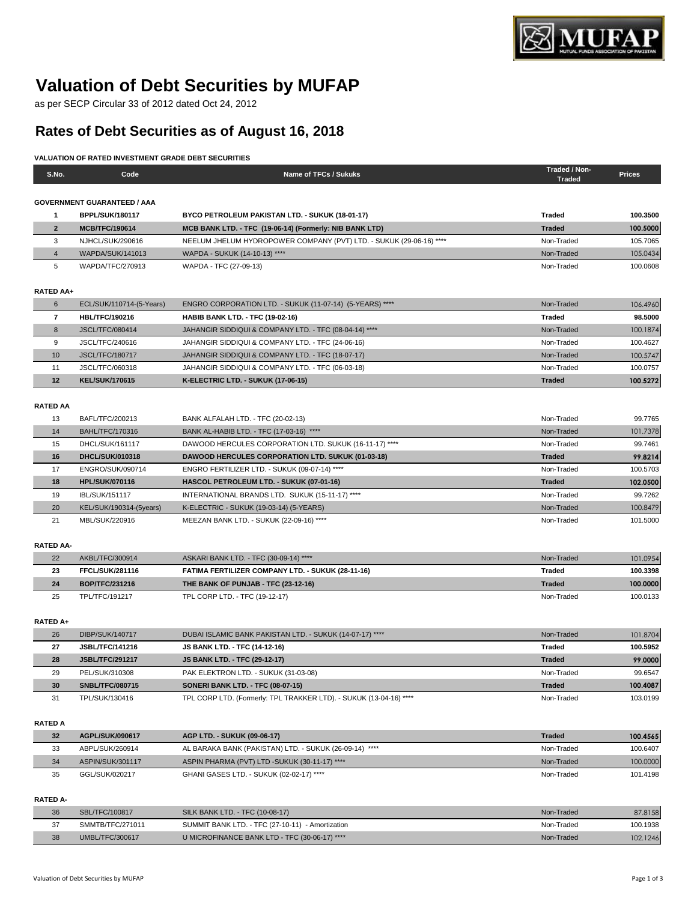# Valuation of Debt Securities by MUFAP

as per SECP Circular 33 of 2012 dated Oct 24, 2012

## Rates of Debt Securities as of August 16, 2018

**VALUATION OF RATED INVESTMENT GRADE DEBT SECURITIES**

| S.No. | Code | Name of TFCs / Sukuks | Traded / Non-Traded | Prices |
|---|---|---|---|---|
| **GOVERNMENT GUARANTEED / AAA** | | | | |
| **1** | **BPPL/SUK/180117** | **BYCO PETROLEUM PAKISTAN LTD. - SUKUK (18-01-17)** | **Traded** | **100.3500** |
| **2** | **MCB/TFC/190614** | **MCB BANK LTD. - TFC (19-06-14) (Formerly: NIB BANK LTD)** | **Traded** | **100.5000** |
| 3 | NJHCL/SUK/290616 | NEELUM JHELUM HYDROPOWER COMPANY (PVT) LTD. - SUKUK (29-06-16) **** | Non-Traded | 105.7065 |
| 4 | WAPDA/SUK/141013 | WAPDA - SUKUK (14-10-13) **** | Non-Traded | 105.0434 |
| 5 | WAPDA/TFC/270913 | WAPDA - TFC (27-09-13) | Non-Traded | 100.0608 |
| **RATED AA+** | | | | |
| 6 | ECL/SUK/110714-(5-Years) | ENGRO CORPORATION LTD. - SUKUK (11-07-14) (5-YEARS) **** | Non-Traded | 106.4960 |
| **7** | **HBL/TFC/190216** | **HABIB BANK LTD. - TFC (19-02-16)** | **Traded** | **98.5000** |
| 8 | JSCL/TFC/080414 | JAHANGIR SIDDIQUI & COMPANY LTD. - TFC (08-04-14) **** | Non-Traded | 100.1874 |
| 9 | JSCL/TFC/240616 | JAHANGIR SIDDIQUI & COMPANY LTD. - TFC (24-06-16) | Non-Traded | 100.4627 |
| 10 | JSCL/TFC/180717 | JAHANGIR SIDDIQUI & COMPANY LTD. - TFC (18-07-17) | Non-Traded | 100.5747 |
| 11 | JSCL/TFC/060318 | JAHANGIR SIDDIQUI & COMPANY LTD. - TFC (06-03-18) | Non-Traded | 100.0757 |
| **12** | **KEL/SUK/170615** | **K-ELECTRIC LTD. - SUKUK (17-06-15)** | **Traded** | **100.5272** |
| **RATED AA** | | | | |
| 13 | BAFL/TFC/200213 | BANK ALFALAH LTD. - TFC (20-02-13) | Non-Traded | 99.7765 |
| 14 | BAHL/TFC/170316 | BANK AL-HABIB LTD. - TFC (17-03-16) **** | Non-Traded | 101.7378 |
| 15 | DHCL/SUK/161117 | DAWOOD HERCULES CORPORATION LTD. SUKUK (16-11-17) **** | Non-Traded | 99.7461 |
| **16** | **DHCL/SUK/010318** | **DAWOOD HERCULES CORPORATION LTD. SUKUK (01-03-18)** | **Traded** | **99.8214** |
| 17 | ENGRO/SUK/090714 | ENGRO FERTILIZER LTD. - SUKUK (09-07-14) **** | Non-Traded | 100.5703 |
| **18** | **HPL/SUK/070116** | **HASCOL PETROLEUM LTD. - SUKUK (07-01-16)** | **Traded** | **102.0500** |
| 19 | IBL/SUK/151117 | INTERNATIONAL BRANDS LTD. SUKUK (15-11-17) **** | Non-Traded | 99.7262 |
| 20 | KEL/SUK/190314-(5years) | K-ELECTRIC - SUKUK (19-03-14) (5-YEARS) | Non-Traded | 100.8479 |
| 21 | MBL/SUK/220916 | MEEZAN BANK LTD. - SUKUK (22-09-16) **** | Non-Traded | 101.5000 |
| **RATED AA-** | | | | |
| 22 | AKBL/TFC/300914 | ASKARI BANK LTD. - TFC (30-09-14) **** | Non-Traded | 101.0954 |
| **23** | **FFCL/SUK/281116** | **FATIMA FERTILIZER COMPANY LTD. - SUKUK (28-11-16)** | **Traded** | **100.3398** |
| **24** | **BOP/TFC/231216** | **THE BANK OF PUNJAB - TFC (23-12-16)** | **Traded** | **100.0000** |
| 25 | TPL/TFC/191217 | TPL CORP LTD. - TFC (19-12-17) | Non-Traded | 100.0133 |
| **RATED A+** | | | | |
| 26 | DIBP/SUK/140717 | DUBAI ISLAMIC BANK PAKISTAN LTD. - SUKUK (14-07-17) **** | Non-Traded | 101.8704 |
| **27** | **JSBL/TFC/141216** | **JS BANK LTD. - TFC (14-12-16)** | **Traded** | **100.5952** |
| **28** | **JSBL/TFC/291217** | **JS BANK LTD. - TFC (29-12-17)** | **Traded** | **99.0000** |
| 29 | PEL/SUK/310308 | PAK ELEKTRON LTD. - SUKUK (31-03-08) | Non-Traded | 99.6547 |
| **30** | **SNBL/TFC/080715** | **SONERI BANK LTD. - TFC (08-07-15)** | **Traded** | **100.4087** |
| 31 | TPL/SUK/130416 | TPL CORP LTD. (Formerly: TPL TRAKKER LTD). - SUKUK (13-04-16) **** | Non-Traded | 103.0199 |
| **RATED A** | | | | |
| **32** | **AGPL/SUK/090617** | **AGP LTD. - SUKUK (09-06-17)** | **Traded** | **100.4565** |
| 33 | ABPL/SUK/260914 | AL BARAKA BANK (PAKISTAN) LTD. - SUKUK (26-09-14) **** | Non-Traded | 100.6407 |
| 34 | ASPIN/SUK/301117 | ASPIN PHARMA (PVT) LTD -SUKUK (30-11-17) **** | Non-Traded | 100.0000 |
| 35 | GGL/SUK/020217 | GHANI GASES LTD. - SUKUK (02-02-17) **** | Non-Traded | 101.4198 |
| **RATED A-** | | | | |
| 36 | SBL/TFC/100817 | SILK BANK LTD. - TFC (10-08-17) | Non-Traded | 87.8158 |
| 37 | SMMTB/TFC/271011 | SUMMIT BANK LTD. - TFC (27-10-11) - Amortization | Non-Traded | 100.1938 |
| 38 | UMBL/TFC/300617 | U MICROFINANCE BANK LTD - TFC (30-06-17) **** | Non-Traded | 102.1246 |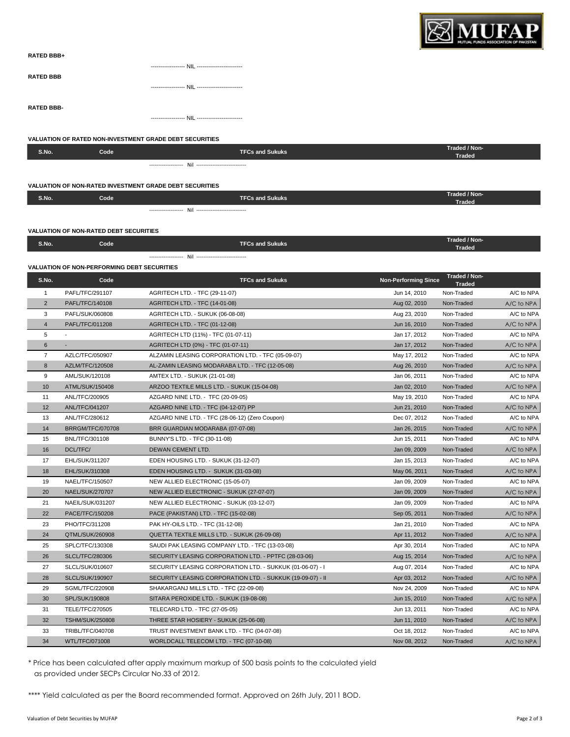**RATED BBB+**

------------------ NIL ------------------------

**RATED BBB**

------------------ NIL ------------------------

**RATED BBB-**

------------------ NIL ------------------------

**VALUATION OF RATED NON-INVESTMENT GRADE DEBT SECURITIES**

| S.No. | Code | TFCs and Sukuks | Traded / Non-Traded |
|---|---|---|---|

------------------- Nil ----------------------------

**VALUATION OF NON-RATED INVESTMENT GRADE DEBT SECURITIES**

| S.No. | Code | TFCs and Sukuks | Traded / Non-Traded |
|---|---|---|---|

------------------- Nil ----------------------------

**VALUATION OF NON-RATED DEBT SECURITIES**

| S.No. | Code | TFCs and Sukuks | Traded / Non-Traded |
|---|---|---|---|

------------------- Nil ----------------------------

**VALUATION OF NON-PERFORMING DEBT SECURITIES**

| S.No. | Code | TFCs and Sukuks | Non-Performing Since | Traded / Non-Traded | |
|---|---|---|---|---|---|
| 1 | PAFL/TFC/291107 | AGRITECH LTD. - TFC (29-11-07) | Jun 14, 2010 | Non-Traded | A/C to NPA |
| 2 | PAFL/TFC/140108 | AGRITECH LTD. - TFC (14-01-08) | Aug 02, 2010 | Non-Traded | A/C to NPA |
| 3 | PAFL/SUK/060808 | AGRITECH LTD. - SUKUK (06-08-08) | Aug 23, 2010 | Non-Traded | A/C to NPA |
| 4 | PAFL/TFC/011208 | AGRITECH LTD. - TFC (01-12-08) | Jun 16, 2010 | Non-Traded | A/C to NPA |
| 5 | - | AGRITECH LTD (11%) - TFC (01-07-11) | Jan 17, 2012 | Non-Traded | A/C to NPA |
| 6 | - | AGRITECH LTD (0%) - TFC (01-07-11) | Jan 17, 2012 | Non-Traded | A/C to NPA |
| 7 | AZLC/TFC/050907 | ALZAMIN LEASING CORPORATION LTD. - TFC (05-09-07) | May 17, 2012 | Non-Traded | A/C to NPA |
| 8 | AZLM/TFC/120508 | AL-ZAMIN LEASING MODARABA LTD. - TFC (12-05-08) | Aug 26, 2010 | Non-Traded | A/C to NPA |
| 9 | AML/SUK/120108 | AMTEX LTD. - SUKUK (21-01-08) | Jan 06, 2011 | Non-Traded | A/C to NPA |
| 10 | ATML/SUK/150408 | ARZOO TEXTILE MILLS LTD. - SUKUK (15-04-08) | Jan 02, 2010 | Non-Traded | A/C to NPA |
| 11 | ANL/TFC/200905 | AZGARD NINE LTD. - TFC (20-09-05) | May 19, 2010 | Non-Traded | A/C to NPA |
| 12 | ANL/TFC/041207 | AZGARD NINE LTD. - TFC (04-12-07) PP | Jun 21, 2010 | Non-Traded | A/C to NPA |
| 13 | ANL/TFC/280612 | AZGARD NINE LTD. - TFC (28-06-12) (Zero Coupon) | Dec 07, 2012 | Non-Traded | A/C to NPA |
| 14 | BRRGM/TFC/070708 | BRR GUARDIAN MODARABA (07-07-08) | Jan 26, 2015 | Non-Traded | A/C to NPA |
| 15 | BNL/TFC/301108 | BUNNY'S LTD. - TFC (30-11-08) | Jun 15, 2011 | Non-Traded | A/C to NPA |
| 16 | DCL/TFC/ | DEWAN CEMENT LTD. | Jan 09, 2009 | Non-Traded | A/C to NPA |
| 17 | EHL/SUK/311207 | EDEN HOUSING LTD. - SUKUK (31-12-07) | Jan 15, 2013 | Non-Traded | A/C to NPA |
| 18 | EHL/SUK/310308 | EDEN HOUSING LTD. - SUKUK (31-03-08) | May 06, 2011 | Non-Traded | A/C to NPA |
| 19 | NAEL/TFC/150507 | NEW ALLIED ELECTRONIC (15-05-07) | Jan 09, 2009 | Non-Traded | A/C to NPA |
| 20 | NAEL/SUK/270707 | NEW ALLIED ELECTRONIC - SUKUK (27-07-07) | Jan 09, 2009 | Non-Traded | A/C to NPA |
| 21 | NAEIL/SUK/031207 | NEW ALLIED ELECTRONIC - SUKUK (03-12-07) | Jan 09, 2009 | Non-Traded | A/C to NPA |
| 22 | PACE/TFC/150208 | PACE (PAKISTAN) LTD. - TFC (15-02-08) | Sep 05, 2011 | Non-Traded | A/C to NPA |
| 23 | PHO/TFC/311208 | PAK HY-OILS LTD. - TFC (31-12-08) | Jan 21, 2010 | Non-Traded | A/C to NPA |
| 24 | QTML/SUK/260908 | QUETTA TEXTILE MILLS LTD. - SUKUK (26-09-08) | Apr 11, 2012 | Non-Traded | A/C to NPA |
| 25 | SPLC/TFC/130308 | SAUDI PAK LEASING COMPANY LTD. - TFC (13-03-08) | Apr 30, 2014 | Non-Traded | A/C to NPA |
| 26 | SLCL/TFC/280306 | SECURITY LEASING CORPORATION LTD. - PPTFC (28-03-06) | Aug 15, 2014 | Non-Traded | A/C to NPA |
| 27 | SLCL/SUK/010607 | SECURITY LEASING CORPORATION LTD. - SUKKUK (01-06-07) - I | Aug 07, 2014 | Non-Traded | A/C to NPA |
| 28 | SLCL/SUK/190907 | SECURITY LEASING CORPORATION LTD. - SUKKUK (19-09-07) - II | Apr 03, 2012 | Non-Traded | A/C to NPA |
| 29 | SGML/TFC/220908 | SHAKARGANJ MILLS LTD. - TFC (22-09-08) | Nov 24, 2009 | Non-Traded | A/C to NPA |
| 30 | SPL/SUK/190808 | SITARA PEROXIDE LTD. - SUKUK (19-08-08) | Jun 15, 2010 | Non-Traded | A/C to NPA |
| 31 | TELE/TFC/270505 | TELECARD LTD. - TFC (27-05-05) | Jun 13, 2011 | Non-Traded | A/C to NPA |
| 32 | TSHM/SUK/250808 | THREE STAR HOSIERY - SUKUK (25-06-08) | Jun 11, 2010 | Non-Traded | A/C to NPA |
| 33 | TRIBL/TFC/040708 | TRUST INVESTMENT BANK LTD. - TFC (04-07-08) | Oct 18, 2012 | Non-Traded | A/C to NPA |
| 34 | WTL/TFC/071008 | WORLDCALL TELECOM LTD. - TFC (07-10-08) | Nov 08, 2012 | Non-Traded | A/C to NPA |

* Price has been calculated after apply maximum markup of 500 basis points to the calculated yield as provided under SECPs Circular No.33 of 2012.

**** Yield calculated as per the Board recommended format. Approved on 26th July, 2011 BOD.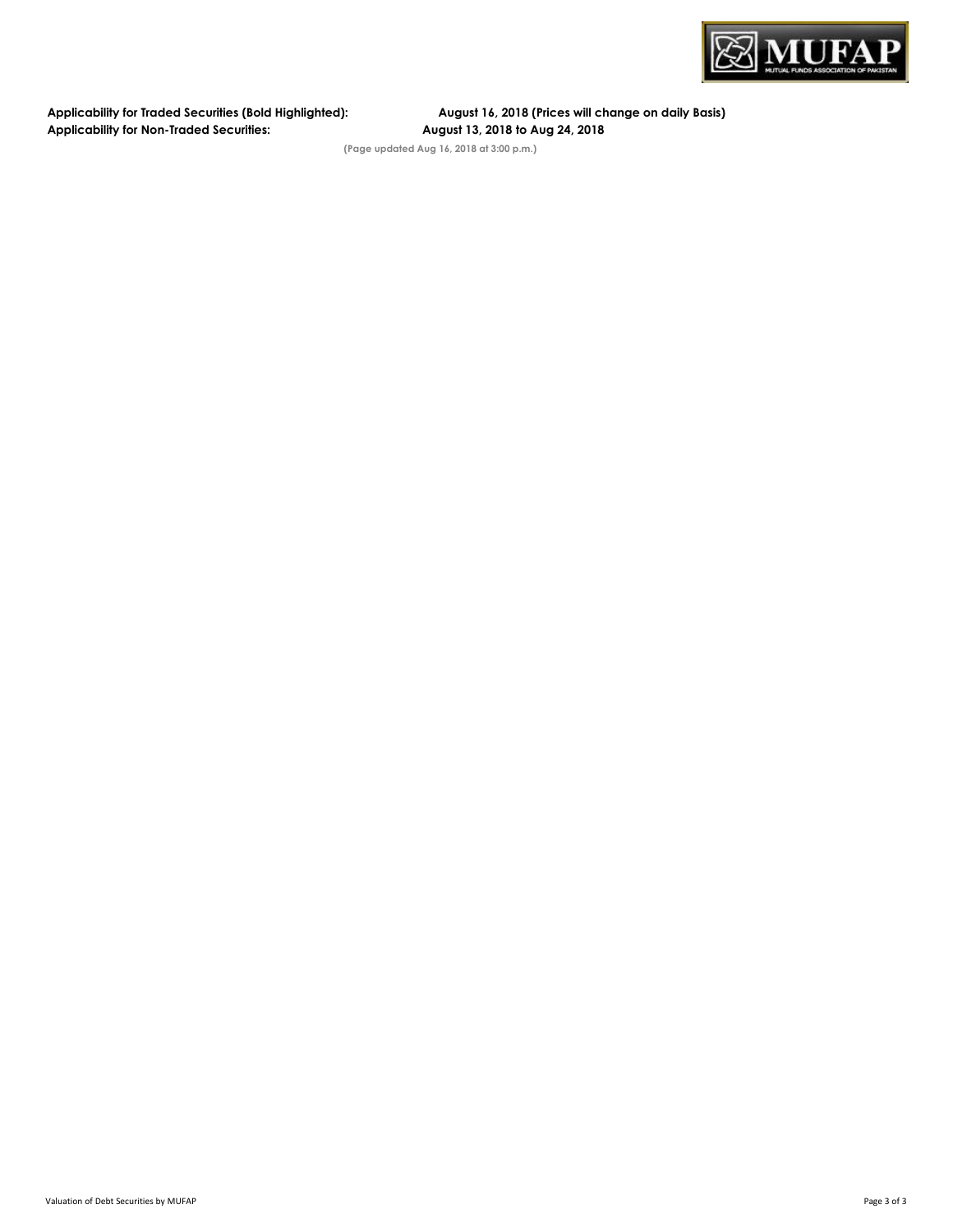**Applicability for Traded Securities (Bold Highlighted):** **August 16, 2018 (Prices will change on daily Basis)**
**Applicability for Non-Traded Securities:** **August 13, 2018 to Aug 24, 2018**

**(Page updated Aug 16, 2018 at 3:00 p.m.)**